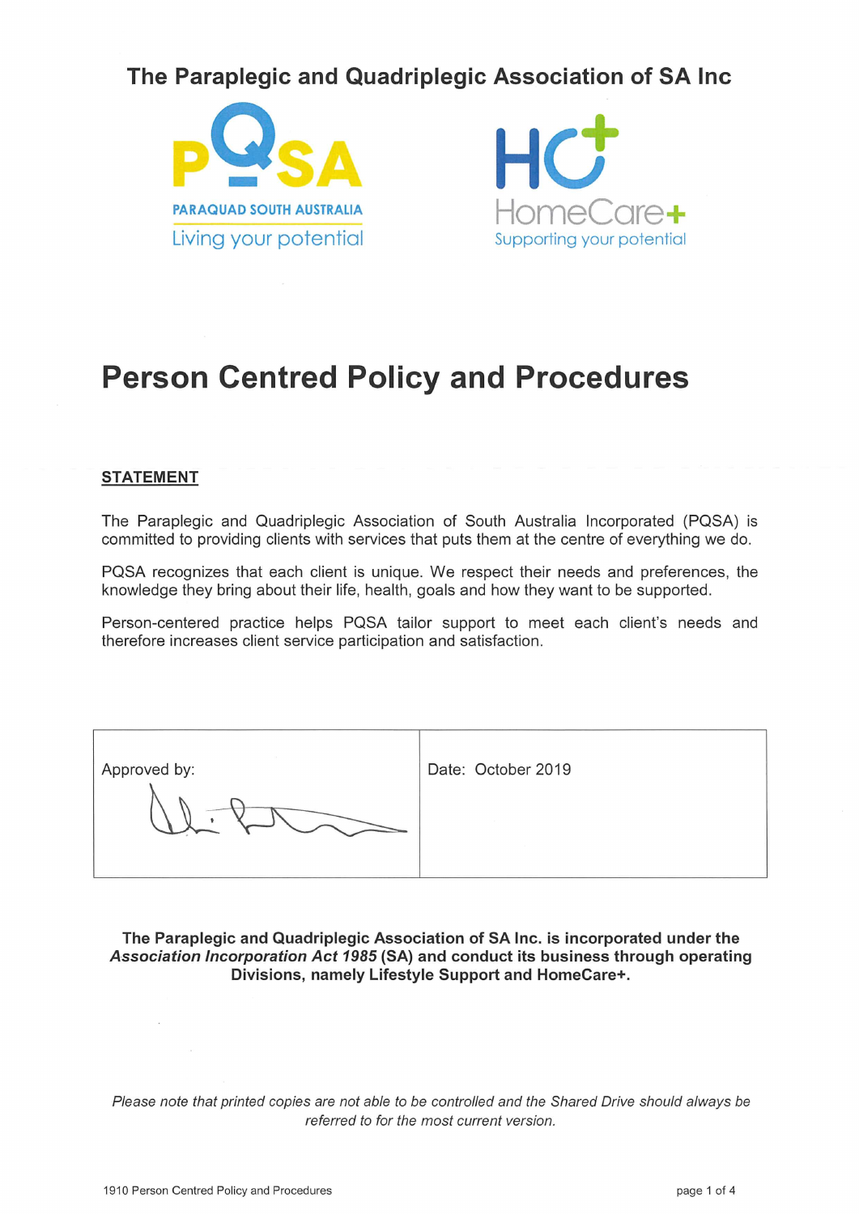# The Paraplegic and Quadriplegic Association of SA Inc

PQSA
PARAQUAD SOUTH AUSTRALIA
Living your potential

HC+
HomeCare+
Supporting your potential

# Person Centred Policy and Procedures

## STATEMENT

The Paraplegic and Quadriplegic Association of South Australia Incorporated (PQSA) is committed to providing clients with services that puts them at the centre of everything we do.

PQSA recognizes that each client is unique. We respect their needs and preferences, the knowledge they bring about their life, health, goals and how they want to be supported.

Person-centered practice helps PQSA tailor support to meet each client's needs and therefore increases client service participation and satisfaction.

| Approved by: | Date: October 2019 |
| --- | --- |

**The Paraplegic and Quadriplegic Association of SA Inc. is incorporated under the *Association Incorporation Act 1985* (SA) and conduct its business through operating Divisions, namely Lifestyle Support and HomeCare+.**

*Please note that printed copies are not able to be controlled and the Shared Drive should always be referred to for the most current version.*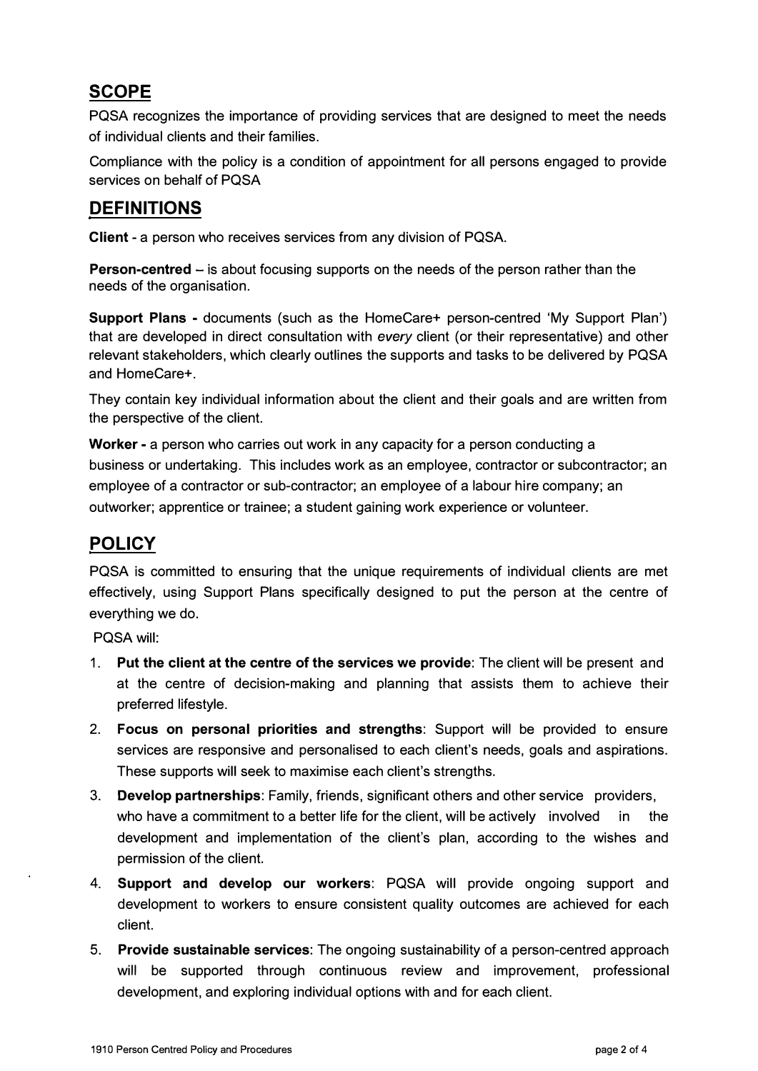## SCOPE

PQSA recognizes the importance of providing services that are designed to meet the needs of individual clients and their families.

Compliance with the policy is a condition of appointment for all persons engaged to provide services on behalf of PQSA

## DEFINITIONS

**Client** - a person who receives services from any division of PQSA.

**Person-centred** – is about focusing supports on the needs of the person rather than the needs of the organisation.

**Support Plans -** documents (such as the HomeCare+ person-centred 'My Support Plan') that are developed in direct consultation with *every* client (or their representative) and other relevant stakeholders, which clearly outlines the supports and tasks to be delivered by PQSA and HomeCare+.

They contain key individual information about the client and their goals and are written from the perspective of the client.

**Worker -** a person who carries out work in any capacity for a person conducting a business or undertaking. This includes work as an employee, contractor or subcontractor; an employee of a contractor or sub-contractor; an employee of a labour hire company; an outworker; apprentice or trainee; a student gaining work experience or volunteer.

## POLICY

PQSA is committed to ensuring that the unique requirements of individual clients are met effectively, using Support Plans specifically designed to put the person at the centre of everything we do.

PQSA will:

1. **Put the client at the centre of the services we provide**: The client will be present and at the centre of decision-making and planning that assists them to achieve their preferred lifestyle.
2. **Focus on personal priorities and strengths**: Support will be provided to ensure services are responsive and personalised to each client's needs, goals and aspirations. These supports will seek to maximise each client's strengths.
3. **Develop partnerships**: Family, friends, significant others and other service providers, who have a commitment to a better life for the client, will be actively involved in the development and implementation of the client's plan, according to the wishes and permission of the client.
4. **Support and develop our workers**: PQSA will provide ongoing support and development to workers to ensure consistent quality outcomes are achieved for each client.
5. **Provide sustainable services**: The ongoing sustainability of a person-centred approach will be supported through continuous review and improvement, professional development, and exploring individual options with and for each client.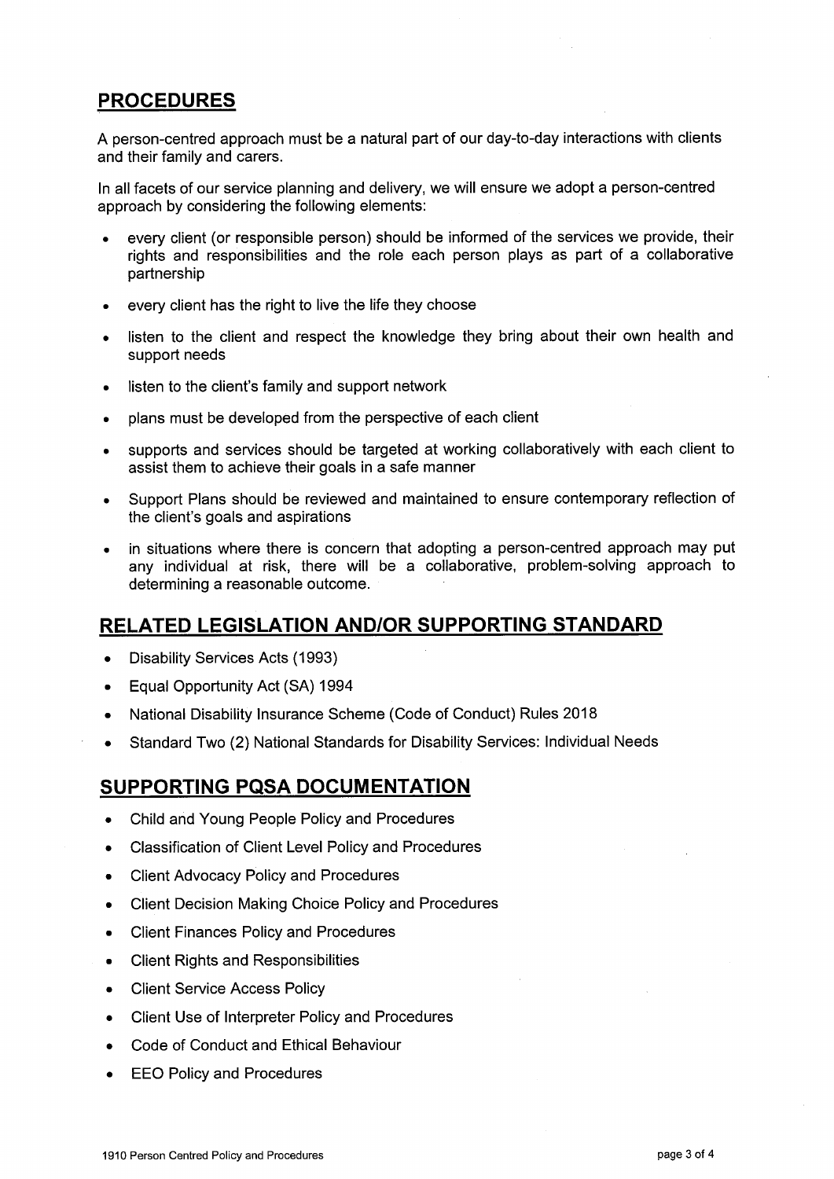## PROCEDURES

A person-centred approach must be a natural part of our day-to-day interactions with clients and their family and carers.

In all facets of our service planning and delivery, we will ensure we adopt a person-centred approach by considering the following elements:

- every client (or responsible person) should be informed of the services we provide, their rights and responsibilities and the role each person plays as part of a collaborative partnership
- every client has the right to live the life they choose
- listen to the client and respect the knowledge they bring about their own health and support needs
- listen to the client's family and support network
- plans must be developed from the perspective of each client
- supports and services should be targeted at working collaboratively with each client to assist them to achieve their goals in a safe manner
- Support Plans should be reviewed and maintained to ensure contemporary reflection of the client's goals and aspirations
- in situations where there is concern that adopting a person-centred approach may put any individual at risk, there will be a collaborative, problem-solving approach to determining a reasonable outcome.

## RELATED LEGISLATION AND/OR SUPPORTING STANDARD

- Disability Services Acts (1993)
- Equal Opportunity Act (SA) 1994
- National Disability Insurance Scheme (Code of Conduct) Rules 2018
- Standard Two (2) National Standards for Disability Services: Individual Needs

## SUPPORTING PQSA DOCUMENTATION

- Child and Young People Policy and Procedures
- Classification of Client Level Policy and Procedures
- Client Advocacy Policy and Procedures
- Client Decision Making Choice Policy and Procedures
- Client Finances Policy and Procedures
- Client Rights and Responsibilities
- Client Service Access Policy
- Client Use of Interpreter Policy and Procedures
- Code of Conduct and Ethical Behaviour
- EEO Policy and Procedures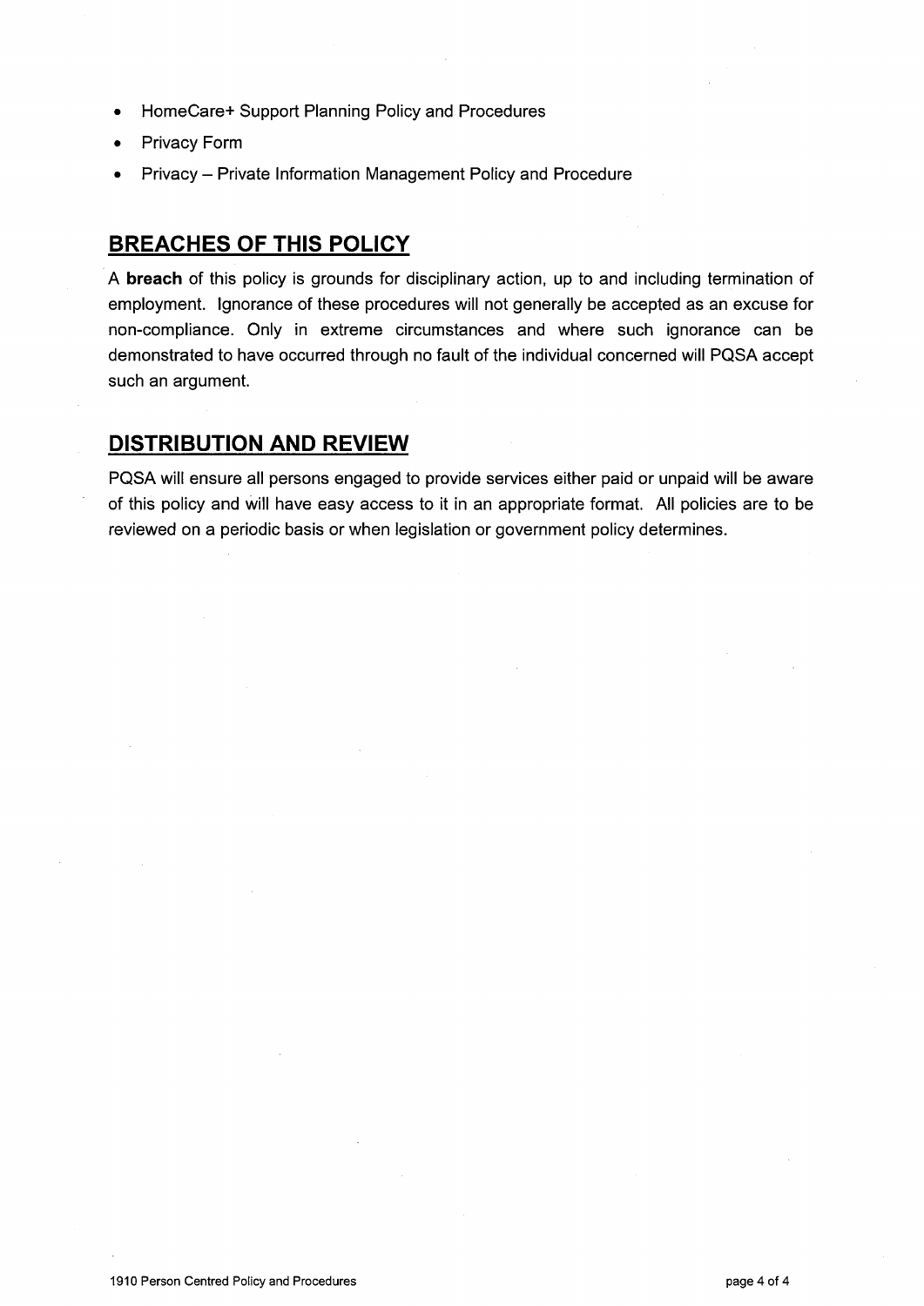- HomeCare+ Support Planning Policy and Procedures
- Privacy Form
- Privacy – Private Information Management Policy and Procedure

## BREACHES OF THIS POLICY

A **breach** of this policy is grounds for disciplinary action, up to and including termination of employment. Ignorance of these procedures will not generally be accepted as an excuse for non-compliance. Only in extreme circumstances and where such ignorance can be demonstrated to have occurred through no fault of the individual concerned will PQSA accept such an argument.

## DISTRIBUTION AND REVIEW

PQSA will ensure all persons engaged to provide services either paid or unpaid will be aware of this policy and will have easy access to it in an appropriate format. All policies are to be reviewed on a periodic basis or when legislation or government policy determines.